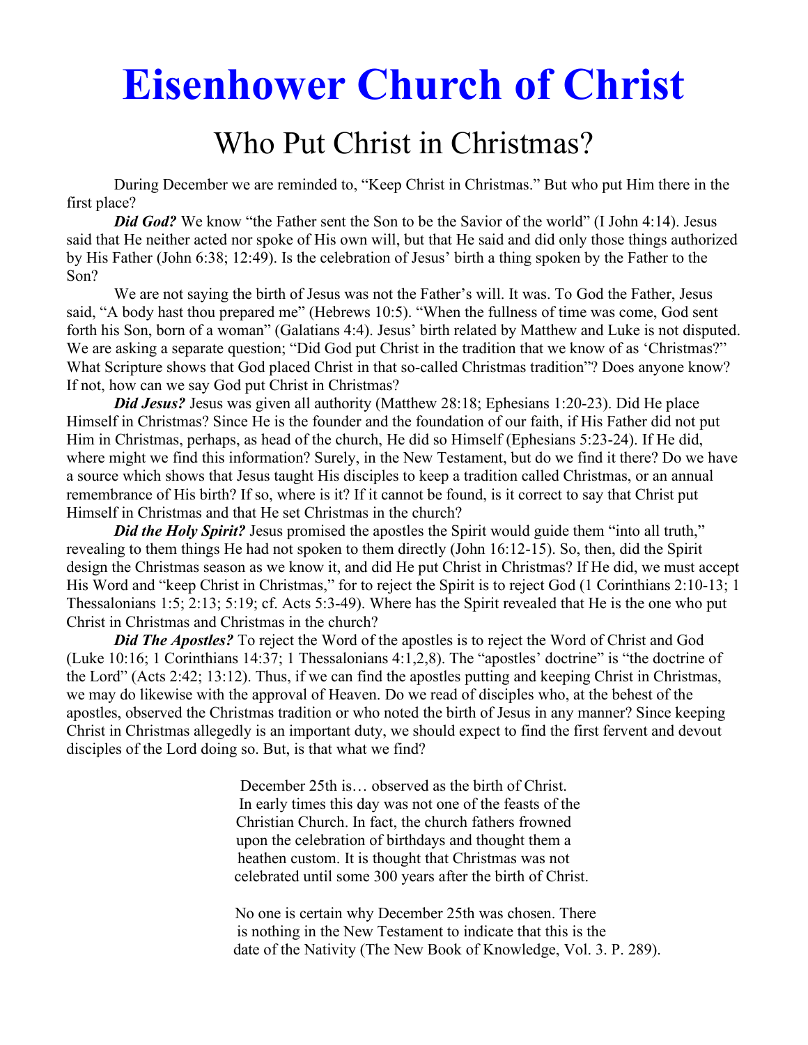# Eisenhower Church of Christ

## Who Put Christ in Christmas?

During December we are reminded to, "Keep Christ in Christmas." But who put Him there in the first place?

***Did God?*** We know "the Father sent the Son to be the Savior of the world" (I John 4:14). Jesus said that He neither acted nor spoke of His own will, but that He said and did only those things authorized by His Father (John 6:38; 12:49). Is the celebration of Jesus' birth a thing spoken by the Father to the Son?

We are not saying the birth of Jesus was not the Father's will. It was. To God the Father, Jesus said, "A body hast thou prepared me" (Hebrews 10:5). "When the fullness of time was come, God sent forth his Son, born of a woman" (Galatians 4:4). Jesus' birth related by Matthew and Luke is not disputed. We are asking a separate question; "Did God put Christ in the tradition that we know of as 'Christmas?" What Scripture shows that God placed Christ in that so-called Christmas tradition"? Does anyone know? If not, how can we say God put Christ in Christmas?

***Did Jesus?*** Jesus was given all authority (Matthew 28:18; Ephesians 1:20-23). Did He place Himself in Christmas? Since He is the founder and the foundation of our faith, if His Father did not put Him in Christmas, perhaps, as head of the church, He did so Himself (Ephesians 5:23-24). If He did, where might we find this information? Surely, in the New Testament, but do we find it there? Do we have a source which shows that Jesus taught His disciples to keep a tradition called Christmas, or an annual remembrance of His birth? If so, where is it? If it cannot be found, is it correct to say that Christ put Himself in Christmas and that He set Christmas in the church?

***Did the Holy Spirit?*** Jesus promised the apostles the Spirit would guide them "into all truth," revealing to them things He had not spoken to them directly (John 16:12-15). So, then, did the Spirit design the Christmas season as we know it, and did He put Christ in Christmas? If He did, we must accept His Word and "keep Christ in Christmas," for to reject the Spirit is to reject God (1 Corinthians 2:10-13; 1 Thessalonians 1:5; 2:13; 5:19; cf. Acts 5:3-49). Where has the Spirit revealed that He is the one who put Christ in Christmas and Christmas in the church?

***Did The Apostles?*** To reject the Word of the apostles is to reject the Word of Christ and God (Luke 10:16; 1 Corinthians 14:37; 1 Thessalonians 4:1,2,8). The "apostles' doctrine" is "the doctrine of the Lord" (Acts 2:42; 13:12). Thus, if we can find the apostles putting and keeping Christ in Christmas, we may do likewise with the approval of Heaven. Do we read of disciples who, at the behest of the apostles, observed the Christmas tradition or who noted the birth of Jesus in any manner? Since keeping Christ in Christmas allegedly is an important duty, we should expect to find the first fervent and devout disciples of the Lord doing so. But, is that what we find?

> December 25th is… observed as the birth of Christ. In early times this day was not one of the feasts of the Christian Church. In fact, the church fathers frowned upon the celebration of birthdays and thought them a heathen custom. It is thought that Christmas was not celebrated until some 300 years after the birth of Christ.
>
> No one is certain why December 25th was chosen. There is nothing in the New Testament to indicate that this is the date of the Nativity (The New Book of Knowledge, Vol. 3. P. 289).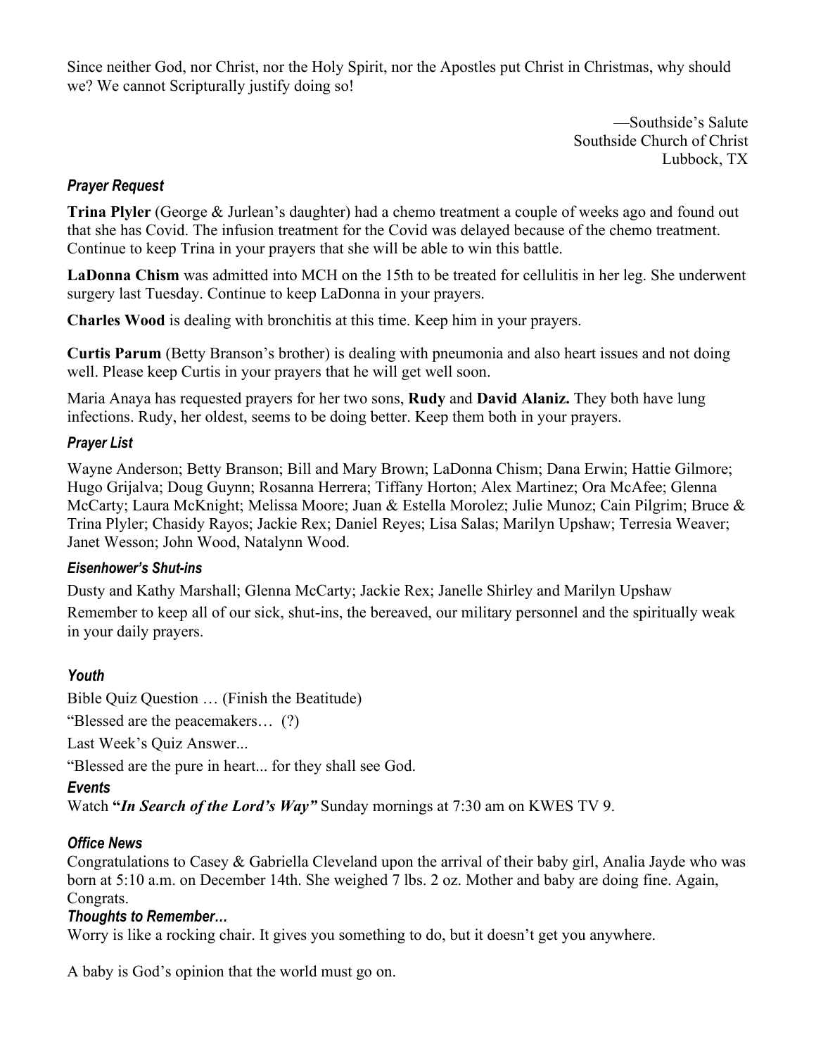Since neither God, nor Christ, nor the Holy Spirit, nor the Apostles put Christ in Christmas, why should we? We cannot Scripturally justify doing so!

—Southside's Salute
Southside Church of Christ
Lubbock, TX

### *Prayer Request*

**Trina Plyler** (George & Jurlean's daughter) had a chemo treatment a couple of weeks ago and found out that she has Covid. The infusion treatment for the Covid was delayed because of the chemo treatment. Continue to keep Trina in your prayers that she will be able to win this battle.

**LaDonna Chism** was admitted into MCH on the 15th to be treated for cellulitis in her leg. She underwent surgery last Tuesday. Continue to keep LaDonna in your prayers.

**Charles Wood** is dealing with bronchitis at this time. Keep him in your prayers.

**Curtis Parum** (Betty Branson's brother) is dealing with pneumonia and also heart issues and not doing well. Please keep Curtis in your prayers that he will get well soon.

Maria Anaya has requested prayers for her two sons, **Rudy** and **David Alaniz.** They both have lung infections. Rudy, her oldest, seems to be doing better. Keep them both in your prayers.

### *Prayer List*

Wayne Anderson; Betty Branson; Bill and Mary Brown; LaDonna Chism; Dana Erwin; Hattie Gilmore; Hugo Grijalva; Doug Guynn; Rosanna Herrera; Tiffany Horton; Alex Martinez; Ora McAfee; Glenna McCarty; Laura McKnight; Melissa Moore; Juan & Estella Morolez; Julie Munoz; Cain Pilgrim; Bruce & Trina Plyler; Chasidy Rayos; Jackie Rex; Daniel Reyes; Lisa Salas; Marilyn Upshaw; Terresia Weaver; Janet Wesson; John Wood, Natalynn Wood.

### *Eisenhower's Shut-ins*

Dusty and Kathy Marshall; Glenna McCarty; Jackie Rex; Janelle Shirley and Marilyn Upshaw

Remember to keep all of our sick, shut-ins, the bereaved, our military personnel and the spiritually weak in your daily prayers.

### *Youth*

Bible Quiz Question … (Finish the Beatitude)

"Blessed are the peacemakers… (?)

Last Week's Quiz Answer...

"Blessed are the pure in heart... for they shall see God.

### *Events*

Watch **"*In Search of the Lord's Way"*** Sunday mornings at 7:30 am on KWES TV 9.

### *Office News*

Congratulations to Casey & Gabriella Cleveland upon the arrival of their baby girl, Analia Jayde who was born at 5:10 a.m. on December 14th. She weighed 7 lbs. 2 oz. Mother and baby are doing fine. Again, Congrats.

### *Thoughts to Remember…*

Worry is like a rocking chair. It gives you something to do, but it doesn't get you anywhere.

A baby is God's opinion that the world must go on.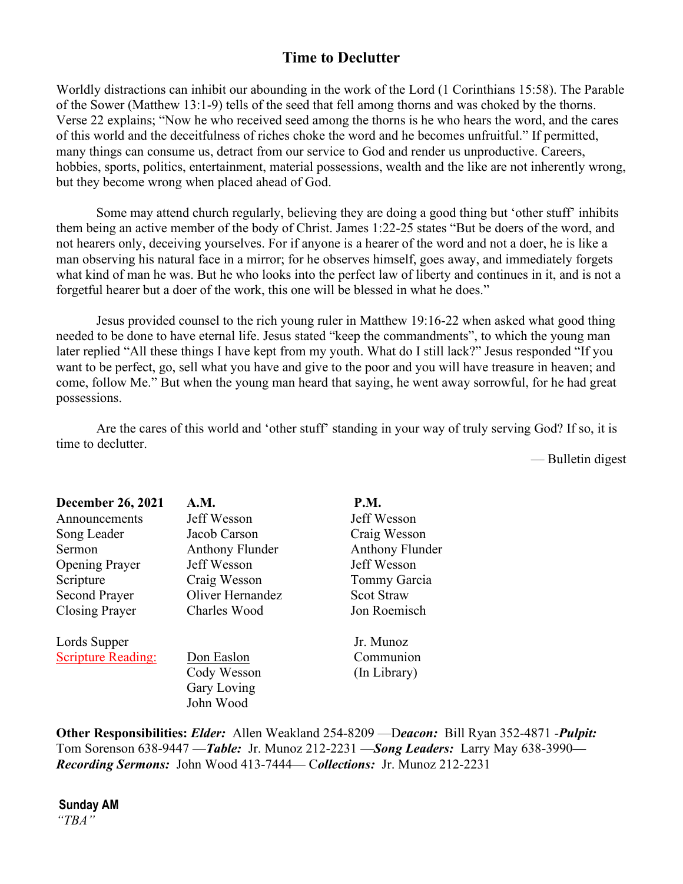# Time to Declutter

Worldly distractions can inhibit our abounding in the work of the Lord (1 Corinthians 15:58). The Parable of the Sower (Matthew 13:1-9) tells of the seed that fell among thorns and was choked by the thorns. Verse 22 explains; "Now he who received seed among the thorns is he who hears the word, and the cares of this world and the deceitfulness of riches choke the word and he becomes unfruitful." If permitted, many things can consume us, detract from our service to God and render us unproductive. Careers, hobbies, sports, politics, entertainment, material possessions, wealth and the like are not inherently wrong, but they become wrong when placed ahead of God.

Some may attend church regularly, believing they are doing a good thing but 'other stuff' inhibits them being an active member of the body of Christ. James 1:22-25 states "But be doers of the word, and not hearers only, deceiving yourselves. For if anyone is a hearer of the word and not a doer, he is like a man observing his natural face in a mirror; for he observes himself, goes away, and immediately forgets what kind of man he was. But he who looks into the perfect law of liberty and continues in it, and is not a forgetful hearer but a doer of the work, this one will be blessed in what he does."

Jesus provided counsel to the rich young ruler in Matthew 19:16-22 when asked what good thing needed to be done to have eternal life. Jesus stated "keep the commandments", to which the young man later replied "All these things I have kept from my youth. What do I still lack?" Jesus responded "If you want to be perfect, go, sell what you have and give to the poor and you will have treasure in heaven; and come, follow Me." But when the young man heard that saying, he went away sorrowful, for he had great possessions.

Are the cares of this world and 'other stuff' standing in your way of truly serving God? If so, it is time to declutter.

— Bulletin digest

| **December 26, 2021** | **A.M.** | **P.M.** |
|---|---|---|
| Announcements | Jeff Wesson | Jeff Wesson |
| Song Leader | Jacob Carson | Craig Wesson |
| Sermon | Anthony Flunder | Anthony Flunder |
| Opening Prayer | Jeff Wesson | Jeff Wesson |
| Scripture | Craig Wesson | Tommy Garcia |
| Second Prayer | Oliver Hernandez | Scot Straw |
| Closing Prayer | Charles Wood | Jon Roemisch |
| Lords Supper | | Jr. Munoz |
| Scripture Reading: | Don Easlon | Communion |
| | Cody Wesson | (In Library) |
| | Gary Loving | |
| | John Wood | |

**Other Responsibilities:** ***Elder:*** Allen Weakland 254-8209 —D***eacon:*** Bill Ryan 352-4871 -***Pulpit:*** Tom Sorenson 638-9447 —***Table:*** Jr. Munoz 212-2231 —***Song Leaders:*** Larry May 638-3990— ***Recording Sermons:*** John Wood 413-7444— C***ollections:*** Jr. Munoz 212-2231

**Sunday AM**

*"TBA"*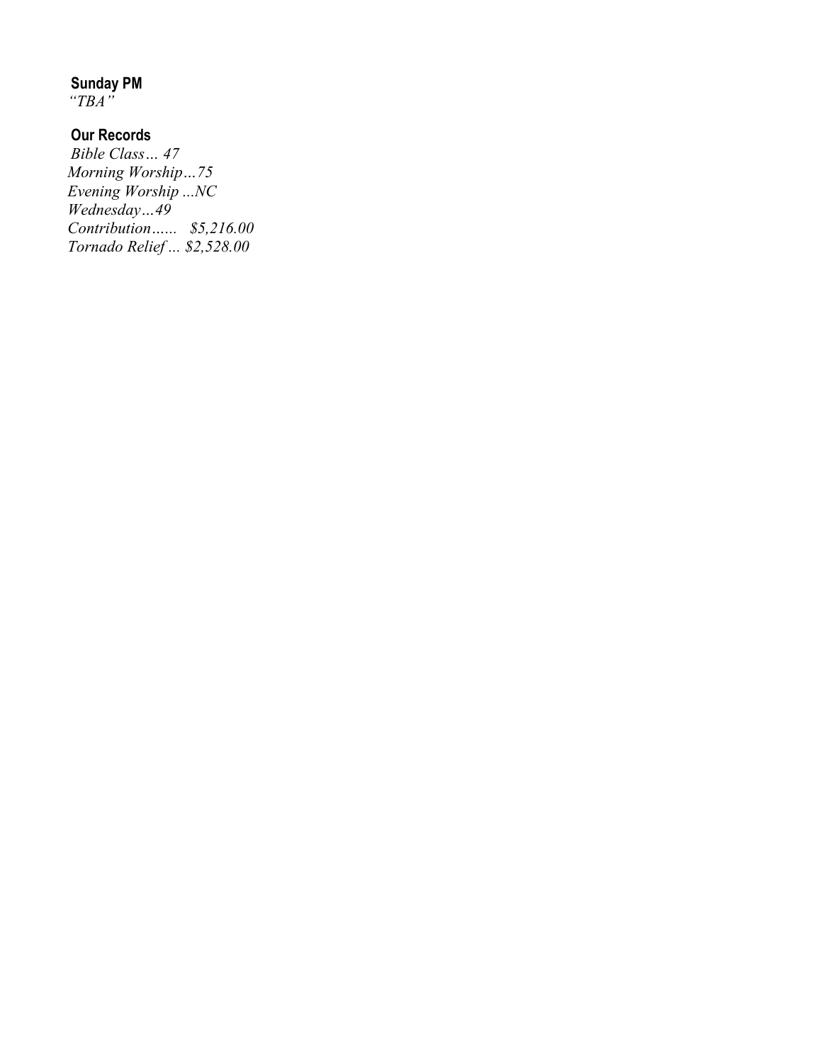### Sunday PM

*"TBA"*

### Our Records

*Bible Class… 47*
*Morning Worship…75*
*Evening Worship ...NC*
*Wednesday…49*
*Contribution…...   $5,216.00*
*Tornado Relief ... $2,528.00*